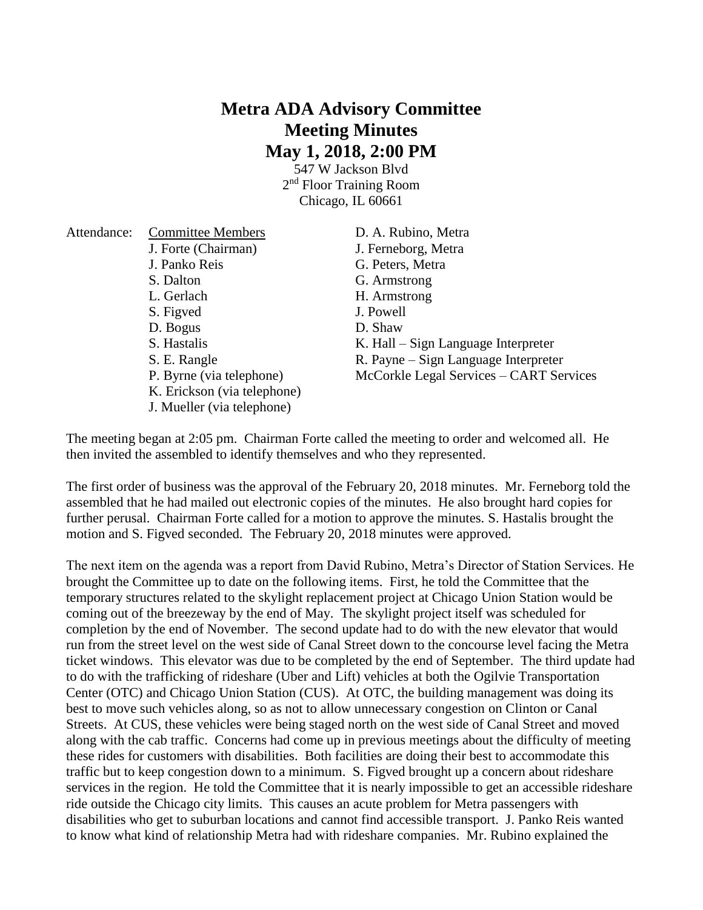# Metra ADA Advisory Committee
# Meeting Minutes
# May 1, 2018, 2:00 PM

547 W Jackson Blvd
2nd Floor Training Room
Chicago, IL 60661

Attendance:

| Committee Members | |
|---|---|
| J. Forte (Chairman) | D. A. Rubino, Metra |
| J. Panko Reis | J. Ferneborg, Metra |
| S. Dalton | G. Peters, Metra |
| L. Gerlach | G. Armstrong |
| S. Figved | H. Armstrong |
| D. Bogus | J. Powell |
| S. Hastalis | D. Shaw |
| S. E. Rangle | K. Hall – Sign Language Interpreter |
| P. Byrne (via telephone) | R. Payne – Sign Language Interpreter |
| K. Erickson (via telephone) | McCorkle Legal Services – CART Services |
| J. Mueller (via telephone) | |

The meeting began at 2:05 pm. Chairman Forte called the meeting to order and welcomed all. He then invited the assembled to identify themselves and who they represented.

The first order of business was the approval of the February 20, 2018 minutes. Mr. Ferneborg told the assembled that he had mailed out electronic copies of the minutes. He also brought hard copies for further perusal. Chairman Forte called for a motion to approve the minutes. S. Hastalis brought the motion and S. Figved seconded. The February 20, 2018 minutes were approved.

The next item on the agenda was a report from David Rubino, Metra's Director of Station Services. He brought the Committee up to date on the following items. First, he told the Committee that the temporary structures related to the skylight replacement project at Chicago Union Station would be coming out of the breezeway by the end of May. The skylight project itself was scheduled for completion by the end of November. The second update had to do with the new elevator that would run from the street level on the west side of Canal Street down to the concourse level facing the Metra ticket windows. This elevator was due to be completed by the end of September. The third update had to do with the trafficking of rideshare (Uber and Lift) vehicles at both the Ogilvie Transportation Center (OTC) and Chicago Union Station (CUS). At OTC, the building management was doing its best to move such vehicles along, so as not to allow unnecessary congestion on Clinton or Canal Streets. At CUS, these vehicles were being staged north on the west side of Canal Street and moved along with the cab traffic. Concerns had come up in previous meetings about the difficulty of meeting these rides for customers with disabilities. Both facilities are doing their best to accommodate this traffic but to keep congestion down to a minimum. S. Figved brought up a concern about rideshare services in the region. He told the Committee that it is nearly impossible to get an accessible rideshare ride outside the Chicago city limits. This causes an acute problem for Metra passengers with disabilities who get to suburban locations and cannot find accessible transport. J. Panko Reis wanted to know what kind of relationship Metra had with rideshare companies. Mr. Rubino explained the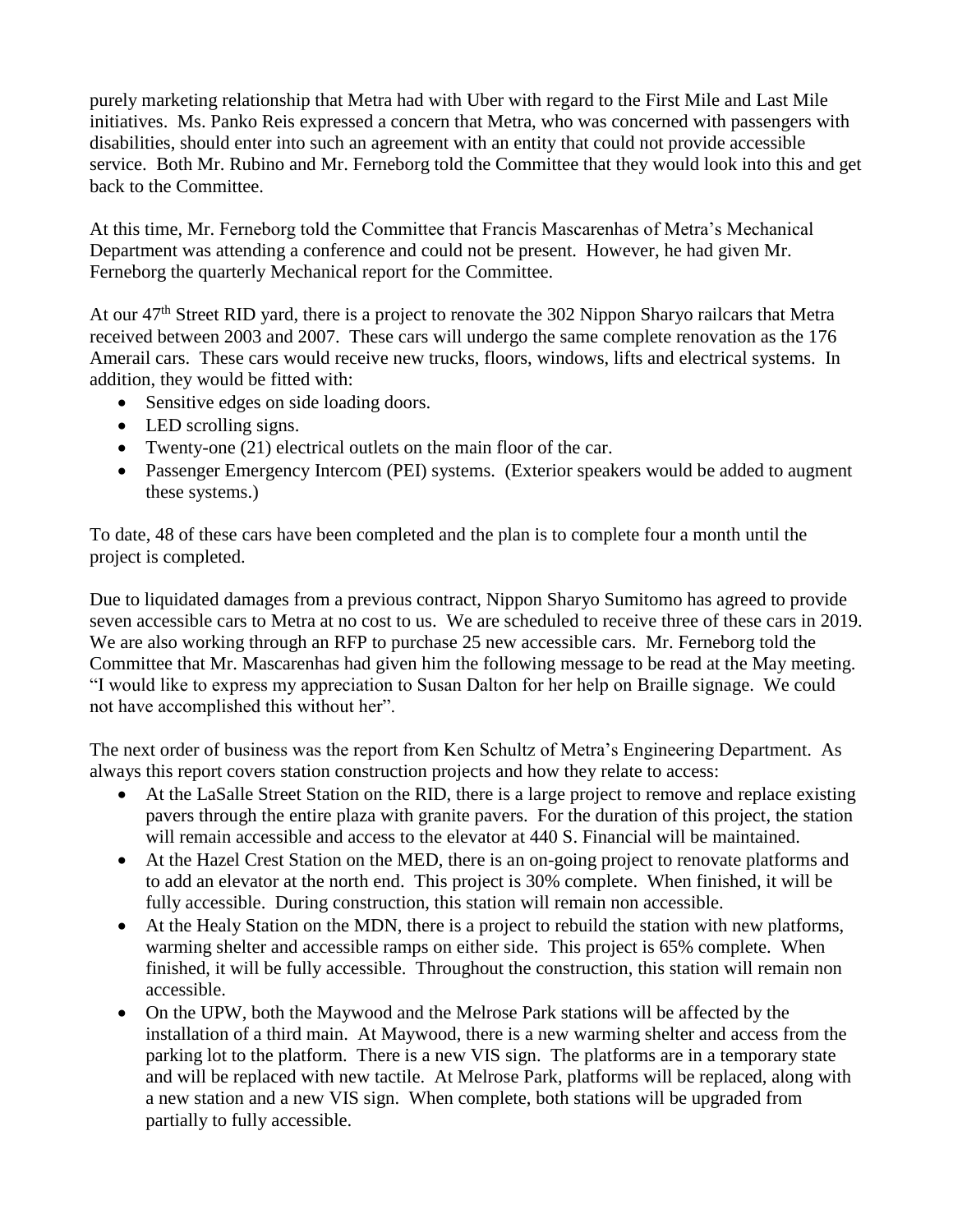purely marketing relationship that Metra had with Uber with regard to the First Mile and Last Mile initiatives. Ms. Panko Reis expressed a concern that Metra, who was concerned with passengers with disabilities, should enter into such an agreement with an entity that could not provide accessible service. Both Mr. Rubino and Mr. Ferneborg told the Committee that they would look into this and get back to the Committee.

At this time, Mr. Ferneborg told the Committee that Francis Mascarenhas of Metra's Mechanical Department was attending a conference and could not be present. However, he had given Mr. Ferneborg the quarterly Mechanical report for the Committee.

At our 47th Street RID yard, there is a project to renovate the 302 Nippon Sharyo railcars that Metra received between 2003 and 2007. These cars will undergo the same complete renovation as the 176 Amerail cars. These cars would receive new trucks, floors, windows, lifts and electrical systems. In addition, they would be fitted with:

- Sensitive edges on side loading doors.
- LED scrolling signs.
- Twenty-one (21) electrical outlets on the main floor of the car.
- Passenger Emergency Intercom (PEI) systems. (Exterior speakers would be added to augment these systems.)

To date, 48 of these cars have been completed and the plan is to complete four a month until the project is completed.

Due to liquidated damages from a previous contract, Nippon Sharyo Sumitomo has agreed to provide seven accessible cars to Metra at no cost to us. We are scheduled to receive three of these cars in 2019. We are also working through an RFP to purchase 25 new accessible cars. Mr. Ferneborg told the Committee that Mr. Mascarenhas had given him the following message to be read at the May meeting. "I would like to express my appreciation to Susan Dalton for her help on Braille signage. We could not have accomplished this without her".

The next order of business was the report from Ken Schultz of Metra's Engineering Department. As always this report covers station construction projects and how they relate to access:

- At the LaSalle Street Station on the RID, there is a large project to remove and replace existing pavers through the entire plaza with granite pavers. For the duration of this project, the station will remain accessible and access to the elevator at 440 S. Financial will be maintained.
- At the Hazel Crest Station on the MED, there is an on-going project to renovate platforms and to add an elevator at the north end. This project is 30% complete. When finished, it will be fully accessible. During construction, this station will remain non accessible.
- At the Healy Station on the MDN, there is a project to rebuild the station with new platforms, warming shelter and accessible ramps on either side. This project is 65% complete. When finished, it will be fully accessible. Throughout the construction, this station will remain non accessible.
- On the UPW, both the Maywood and the Melrose Park stations will be affected by the installation of a third main. At Maywood, there is a new warming shelter and access from the parking lot to the platform. There is a new VIS sign. The platforms are in a temporary state and will be replaced with new tactile. At Melrose Park, platforms will be replaced, along with a new station and a new VIS sign. When complete, both stations will be upgraded from partially to fully accessible.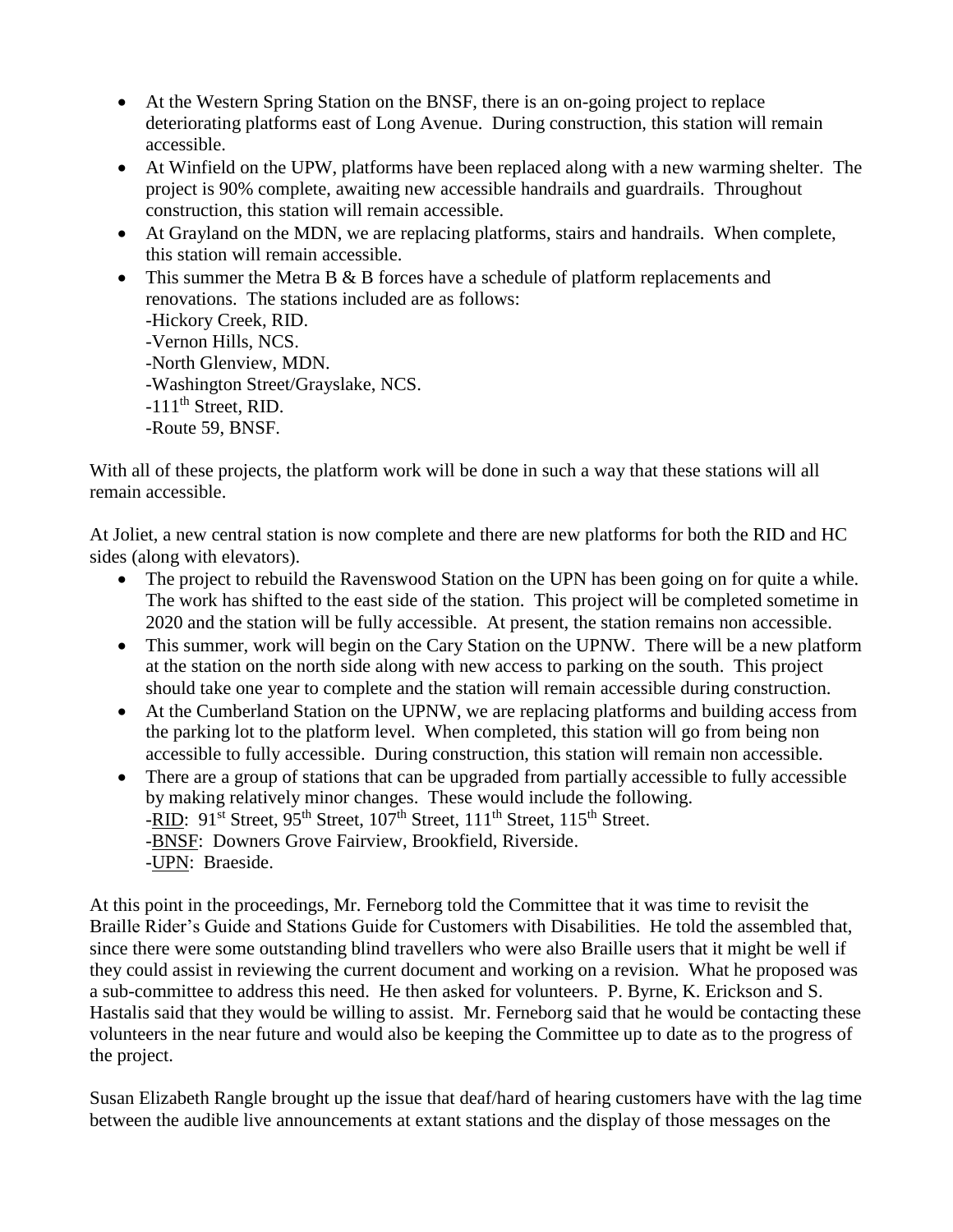- At the Western Spring Station on the BNSF, there is an on-going project to replace deteriorating platforms east of Long Avenue. During construction, this station will remain accessible.
- At Winfield on the UPW, platforms have been replaced along with a new warming shelter. The project is 90% complete, awaiting new accessible handrails and guardrails. Throughout construction, this station will remain accessible.
- At Grayland on the MDN, we are replacing platforms, stairs and handrails. When complete, this station will remain accessible.
- This summer the Metra B & B forces have a schedule of platform replacements and renovations. The stations included are as follows:
  -Hickory Creek, RID.
  -Vernon Hills, NCS.
  -North Glenview, MDN.
  -Washington Street/Grayslake, NCS.
  -111th Street, RID.
  -Route 59, BNSF.

With all of these projects, the platform work will be done in such a way that these stations will all remain accessible.

At Joliet, a new central station is now complete and there are new platforms for both the RID and HC sides (along with elevators).

- The project to rebuild the Ravenswood Station on the UPN has been going on for quite a while. The work has shifted to the east side of the station. This project will be completed sometime in 2020 and the station will be fully accessible. At present, the station remains non accessible.
- This summer, work will begin on the Cary Station on the UPNW. There will be a new platform at the station on the north side along with new access to parking on the south. This project should take one year to complete and the station will remain accessible during construction.
- At the Cumberland Station on the UPNW, we are replacing platforms and building access from the parking lot to the platform level. When completed, this station will go from being non accessible to fully accessible. During construction, this station will remain non accessible.
- There are a group of stations that can be upgraded from partially accessible to fully accessible by making relatively minor changes. These would include the following.
  -RID: 91st Street, 95th Street, 107th Street, 111th Street, 115th Street.
  -BNSF: Downers Grove Fairview, Brookfield, Riverside.
  -UPN: Braeside.

At this point in the proceedings, Mr. Ferneborg told the Committee that it was time to revisit the Braille Rider's Guide and Stations Guide for Customers with Disabilities. He told the assembled that, since there were some outstanding blind travellers who were also Braille users that it might be well if they could assist in reviewing the current document and working on a revision. What he proposed was a sub-committee to address this need. He then asked for volunteers. P. Byrne, K. Erickson and S. Hastalis said that they would be willing to assist. Mr. Ferneborg said that he would be contacting these volunteers in the near future and would also be keeping the Committee up to date as to the progress of the project.

Susan Elizabeth Rangle brought up the issue that deaf/hard of hearing customers have with the lag time between the audible live announcements at extant stations and the display of those messages on the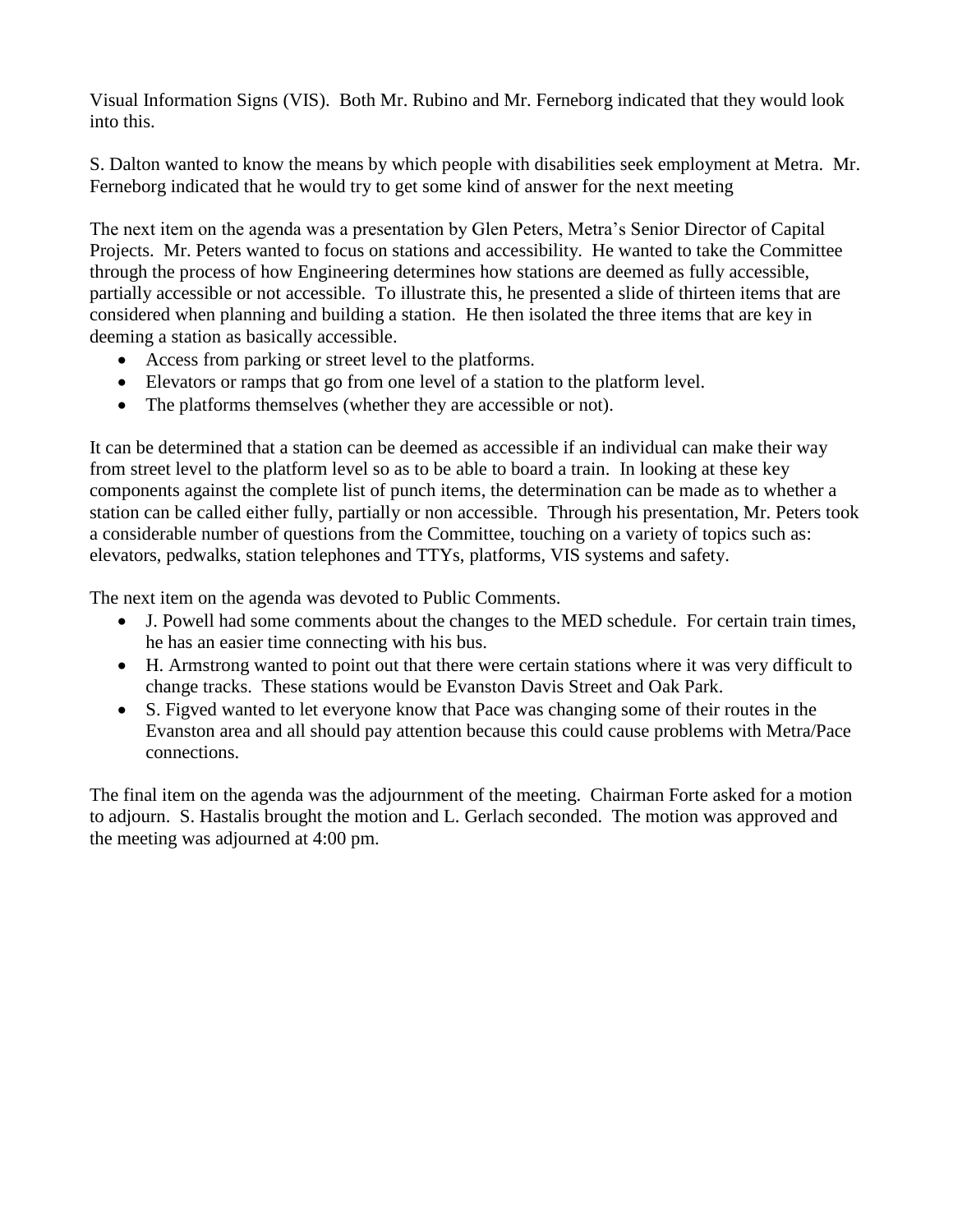Visual Information Signs (VIS). Both Mr. Rubino and Mr. Ferneborg indicated that they would look into this.

S. Dalton wanted to know the means by which people with disabilities seek employment at Metra. Mr. Ferneborg indicated that he would try to get some kind of answer for the next meeting

The next item on the agenda was a presentation by Glen Peters, Metra's Senior Director of Capital Projects. Mr. Peters wanted to focus on stations and accessibility. He wanted to take the Committee through the process of how Engineering determines how stations are deemed as fully accessible, partially accessible or not accessible. To illustrate this, he presented a slide of thirteen items that are considered when planning and building a station. He then isolated the three items that are key in deeming a station as basically accessible.

- Access from parking or street level to the platforms.
- Elevators or ramps that go from one level of a station to the platform level.
- The platforms themselves (whether they are accessible or not).

It can be determined that a station can be deemed as accessible if an individual can make their way from street level to the platform level so as to be able to board a train. In looking at these key components against the complete list of punch items, the determination can be made as to whether a station can be called either fully, partially or non accessible. Through his presentation, Mr. Peters took a considerable number of questions from the Committee, touching on a variety of topics such as: elevators, pedwalks, station telephones and TTYs, platforms, VIS systems and safety.

The next item on the agenda was devoted to Public Comments.

- J. Powell had some comments about the changes to the MED schedule. For certain train times, he has an easier time connecting with his bus.
- H. Armstrong wanted to point out that there were certain stations where it was very difficult to change tracks. These stations would be Evanston Davis Street and Oak Park.
- S. Figved wanted to let everyone know that Pace was changing some of their routes in the Evanston area and all should pay attention because this could cause problems with Metra/Pace connections.

The final item on the agenda was the adjournment of the meeting. Chairman Forte asked for a motion to adjourn. S. Hastalis brought the motion and L. Gerlach seconded. The motion was approved and the meeting was adjourned at 4:00 pm.